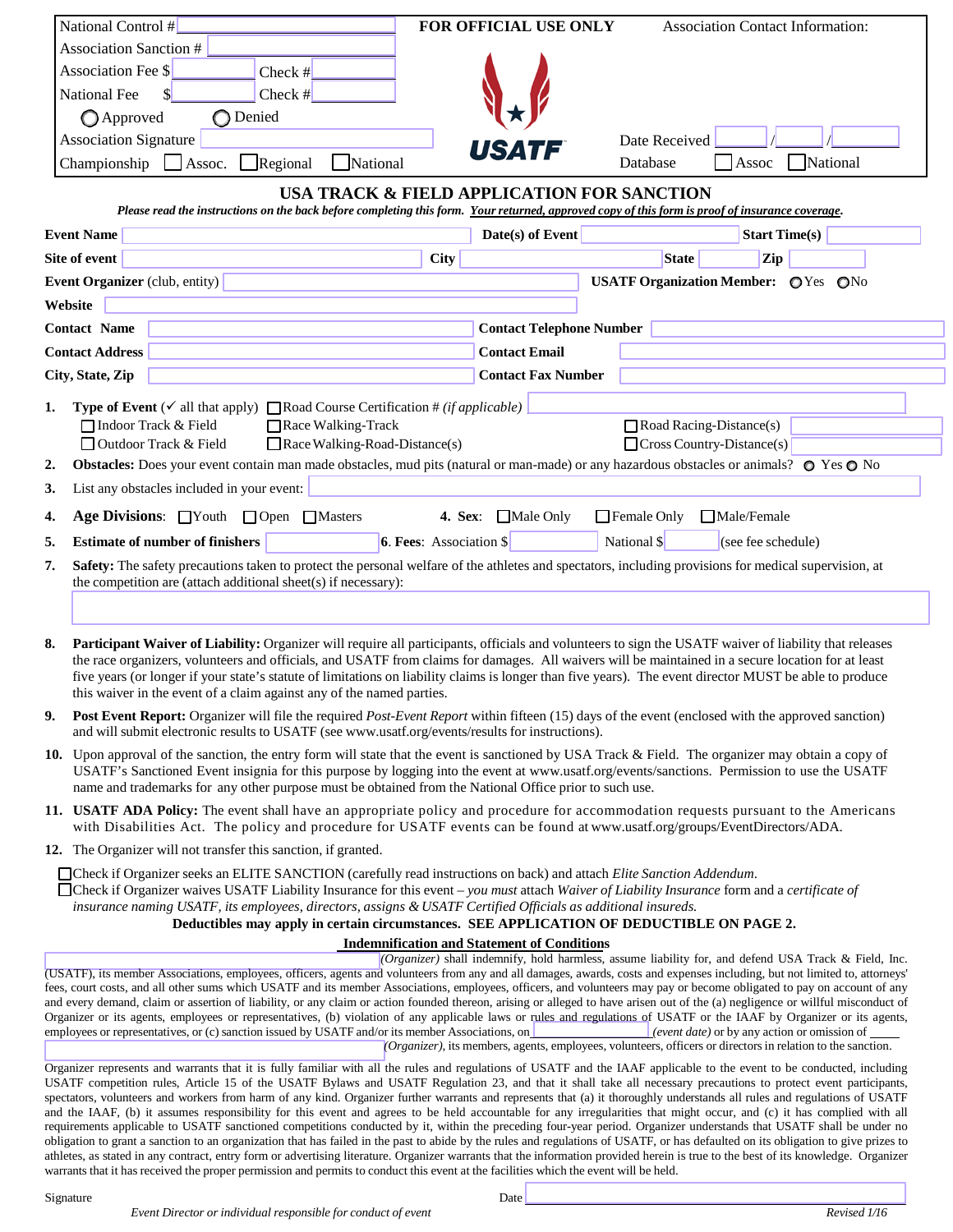| National Control # | | FOR OFFICIAL USE ONLY | Association Contact Information: |
|---|---|---|---|
| Association Sanction # | | | |
| Association Fee $ | Check # | | |
| National Fee $ | Check # | | |
| ◯ Approved | ◯ Denied | | |
| Association Signature | | USATF | Date Received / / |
| Championship ☐ Assoc. ☐ Regional ☐ National | | | Database ☐ Assoc ☐ National |

# USA TRACK & FIELD APPLICATION FOR SANCTION

***Please read the instructions on the back before completing this form.*** ***Your returned, approved copy of this form is proof of insurance coverage.***

**Event Name** ______ **Date(s) of Event** ______ **Start Time(s)** ______

**Site of event** ______ **City** ______ **State** ______ **Zip** ______

**Event Organizer** (club, entity) ______ **USATF Organization Member:** ◯ Yes ◯ No

**Website** ______

**Contact Name** ______ **Contact Telephone Number** ______

**Contact Address** ______ **Contact Email** ______

**City, State, Zip** ______ **Contact Fax Number** ______

1. **Type of Event** (✓ all that apply) ☐ Road Course Certification # *(if applicable)* ______
   - ☐ Indoor Track & Field ☐ Race Walking-Track ☐ Road Racing-Distance(s) ______
   - ☐ Outdoor Track & Field ☐ Race Walking-Road-Distance(s) ☐ Cross Country-Distance(s) ______
2. **Obstacles:** Does your event contain man made obstacles, mud pits (natural or man-made) or any hazardous obstacles or animals? ◯ Yes ◯ No
3. List any obstacles included in your event: ______
4. **Age Divisions**: ☐ Youth ☐ Open ☐ Masters **4. Sex**: ☐ Male Only ☐ Female Only ☐ Male/Female
5. **Estimate of number of finishers** ______ **6. Fees**: Association $ ______ National $ ______ (see fee schedule)
7. **Safety:** The safety precautions taken to protect the personal welfare of the athletes and spectators, including provisions for medical supervision, at the competition are (attach additional sheet(s) if necessary):
8. **Participant Waiver of Liability:** Organizer will require all participants, officials and volunteers to sign the USATF waiver of liability that releases the race organizers, volunteers and officials, and USATF from claims for damages. All waivers will be maintained in a secure location for at least five years (or longer if your state's statute of limitations on liability claims is longer than five years). The event director MUST be able to produce this waiver in the event of a claim against any of the named parties.
9. **Post Event Report:** Organizer will file the required *Post-Event Report* within fifteen (15) days of the event (enclosed with the approved sanction) and will submit electronic results to USATF (see www.usatf.org/events/results for instructions).
10. Upon approval of the sanction, the entry form will state that the event is sanctioned by USA Track & Field. The organizer may obtain a copy of USATF's Sanctioned Event insignia for this purpose by logging into the event at www.usatf.org/events/sanctions. Permission to use the USATF name and trademarks for any other purpose must be obtained from the National Office prior to such use.
11. **USATF ADA Policy:** The event shall have an appropriate policy and procedure for accommodation requests pursuant to the Americans with Disabilities Act. The policy and procedure for USATF events can be found at www.usatf.org/groups/EventDirectors/ADA.
12. The Organizer will not transfer this sanction, if granted.

☐ Check if Organizer seeks an ELITE SANCTION (carefully read instructions on back) and attach *Elite Sanction Addendum*.
☐ Check if Organizer waives USATF Liability Insurance for this event – *you must* attach *Waiver of Liability Insurance* form and a *certificate of insurance naming USATF, its employees, directors, assigns & USATF Certified Officials as additional insureds.*

**Deductibles may apply in certain circumstances. SEE APPLICATION OF DEDUCTIBLE ON PAGE 2.**

## Indemnification and Statement of Conditions

______ *(Organizer)* shall indemnify, hold harmless, assume liability for, and defend USA Track & Field, Inc. (USATF), its member Associations, employees, officers, agents and volunteers from any and all damages, awards, costs and expenses including, but not limited to, attorneys' fees, court costs, and all other sums which USATF and its member Associations, employees, officers, and volunteers may pay or become obligated to pay on account of any and every demand, claim or assertion of liability, or any claim or action founded thereon, arising or alleged to have arisen out of the (a) negligence or willful misconduct of Organizer or its agents, employees or representatives, (b) violation of any applicable laws or rules and regulations of USATF or the IAAF by Organizer or its agents, employees or representatives, or (c) sanction issued by USATF and/or its member Associations, on ______ *(event date)* or by any action or omission of ______ *(Organizer)*, its members, agents, employees, volunteers, officers or directors in relation to the sanction.

Organizer represents and warrants that it is fully familiar with all the rules and regulations of USATF and the IAAF applicable to the event to be conducted, including USATF competition rules, Article 15 of the USATF Bylaws and USATF Regulation 23, and that it shall take all necessary precautions to protect event participants, spectators, volunteers and workers from harm of any kind. Organizer further warrants and represents that (a) it thoroughly understands all rules and regulations of USATF and the IAAF, (b) it assumes responsibility for this event and agrees to be held accountable for any irregularities that might occur, and (c) it has complied with all requirements applicable to USATF sanctioned competitions conducted by it, within the preceding four-year period. Organizer understands that USATF shall be under no obligation to grant a sanction to an organization that has failed in the past to abide by the rules and regulations of USATF, or has defaulted on its obligation to give prizes to athletes, as stated in any contract, entry form or advertising literature. Organizer warrants that the information provided herein is true to the best of its knowledge. Organizer warrants that it has received the proper permission and permits to conduct this event at the facilities which the event will be held.

Signature ______ Date ______

*Event Director or individual responsible for conduct of event*

*Revised 1/16*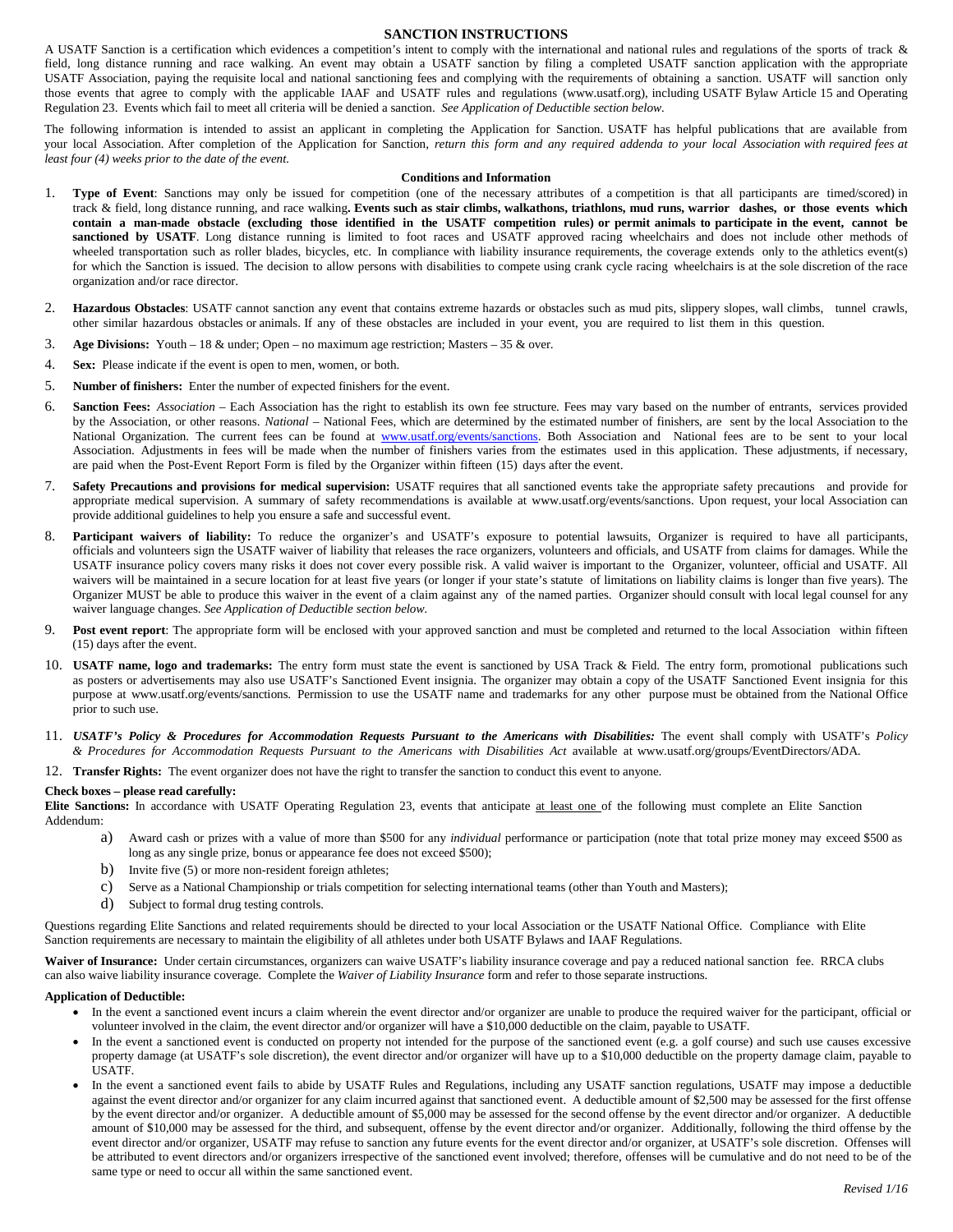## SANCTION INSTRUCTIONS

A USATF Sanction is a certification which evidences a competition's intent to comply with the international and national rules and regulations of the sports of track & field, long distance running and race walking. An event may obtain a USATF sanction by filing a completed USATF sanction application with the appropriate USATF Association, paying the requisite local and national sanctioning fees and complying with the requirements of obtaining a sanction. USATF will sanction only those events that agree to comply with the applicable IAAF and USATF rules and regulations (www.usatf.org), including USATF Bylaw Article 15 and Operating Regulation 23. Events which fail to meet all criteria will be denied a sanction. *See Application of Deductible section below.*

The following information is intended to assist an applicant in completing the Application for Sanction. USATF has helpful publications that are available from your local Association. After completion of the Application for Sanction, *return this form and any required addenda to your local Association with required fees at least four (4) weeks prior to the date of the event.*

### Conditions and Information

1. **Type of Event**: Sanctions may only be issued for competition (one of the necessary attributes of a competition is that all participants are timed/scored) in track & field, long distance running, and race walking**. Events such as stair climbs, walkathons, triathlons, mud runs, warrior dashes, or those events which contain a man-made obstacle (excluding those identified in the USATF competition rules) or permit animals to participate in the event, cannot be sanctioned by USATF**. Long distance running is limited to foot races and USATF approved racing wheelchairs and does not include other methods of wheeled transportation such as roller blades, bicycles, etc. In compliance with liability insurance requirements, the coverage extends only to the athletics event(s) for which the Sanction is issued. The decision to allow persons with disabilities to compete using crank cycle racing wheelchairs is at the sole discretion of the race organization and/or race director.
2. **Hazardous Obstacles**: USATF cannot sanction any event that contains extreme hazards or obstacles such as mud pits, slippery slopes, wall climbs, tunnel crawls, other similar hazardous obstacles or animals. If any of these obstacles are included in your event, you are required to list them in this question.
3. **Age Divisions:** Youth – 18 & under; Open – no maximum age restriction; Masters – 35 & over.
4. **Sex:** Please indicate if the event is open to men, women, or both.
5. **Number of finishers:** Enter the number of expected finishers for the event.
6. **Sanction Fees:** *Association* – Each Association has the right to establish its own fee structure. Fees may vary based on the number of entrants, services provided by the Association, or other reasons. *National* – National Fees, which are determined by the estimated number of finishers, are sent by the local Association to the National Organization. The current fees can be found at www.usatf.org/events/sanctions. Both Association and National fees are to be sent to your local Association. Adjustments in fees will be made when the number of finishers varies from the estimates used in this application. These adjustments, if necessary, are paid when the Post-Event Report Form is filed by the Organizer within fifteen (15) days after the event.
7. **Safety Precautions and provisions for medical supervision:** USATF requires that all sanctioned events take the appropriate safety precautions and provide for appropriate medical supervision. A summary of safety recommendations is available at www.usatf.org/events/sanctions. Upon request, your local Association can provide additional guidelines to help you ensure a safe and successful event.
8. **Participant waivers of liability:** To reduce the organizer's and USATF's exposure to potential lawsuits, Organizer is required to have all participants, officials and volunteers sign the USATF waiver of liability that releases the race organizers, volunteers and officials, and USATF from claims for damages. While the USATF insurance policy covers many risks it does not cover every possible risk. A valid waiver is important to the Organizer, volunteer, official and USATF. All waivers will be maintained in a secure location for at least five years (or longer if your state's statute of limitations on liability claims is longer than five years). The Organizer MUST be able to produce this waiver in the event of a claim against any of the named parties. Organizer should consult with local legal counsel for any waiver language changes. *See Application of Deductible section below.*
9. **Post event report**: The appropriate form will be enclosed with your approved sanction and must be completed and returned to the local Association within fifteen (15) days after the event.
10. **USATF name, logo and trademarks:** The entry form must state the event is sanctioned by USA Track & Field. The entry form, promotional publications such as posters or advertisements may also use USATF's Sanctioned Event insignia. The organizer may obtain a copy of the USATF Sanctioned Event insignia for this purpose at www.usatf.org/events/sanctions. Permission to use the USATF name and trademarks for any other purpose must be obtained from the National Office prior to such use.
11. ***USATF's Policy & Procedures for Accommodation Requests Pursuant to the Americans with Disabilities:*** The event shall comply with USATF's *Policy & Procedures for Accommodation Requests Pursuant to the Americans with Disabilities Act* available at www.usatf.org/groups/EventDirectors/ADA.
12. **Transfer Rights:** The event organizer does not have the right to transfer the sanction to conduct this event to anyone.

**Check boxes – please read carefully:**

**Elite Sanctions:** In accordance with USATF Operating Regulation 23, events that anticipate at least one of the following must complete an Elite Sanction Addendum:

a) Award cash or prizes with a value of more than $500 for any *individual* performance or participation (note that total prize money may exceed $500 as long as any single prize, bonus or appearance fee does not exceed $500);
b) Invite five (5) or more non-resident foreign athletes;
c) Serve as a National Championship or trials competition for selecting international teams (other than Youth and Masters);
d) Subject to formal drug testing controls.

Questions regarding Elite Sanctions and related requirements should be directed to your local Association or the USATF National Office. Compliance with Elite Sanction requirements are necessary to maintain the eligibility of all athletes under both USATF Bylaws and IAAF Regulations.

**Waiver of Insurance:** Under certain circumstances, organizers can waive USATF's liability insurance coverage and pay a reduced national sanction fee. RRCA clubs can also waive liability insurance coverage. Complete the *Waiver of Liability Insurance* form and refer to those separate instructions.

**Application of Deductible:**

- In the event a sanctioned event incurs a claim wherein the event director and/or organizer are unable to produce the required waiver for the participant, official or volunteer involved in the claim, the event director and/or organizer will have a $10,000 deductible on the claim, payable to USATF.
- In the event a sanctioned event is conducted on property not intended for the purpose of the sanctioned event (e.g. a golf course) and such use causes excessive property damage (at USATF's sole discretion), the event director and/or organizer will have up to a $10,000 deductible on the property damage claim, payable to USATF.
- In the event a sanctioned event fails to abide by USATF Rules and Regulations, including any USATF sanction regulations, USATF may impose a deductible against the event director and/or organizer for any claim incurred against that sanctioned event. A deductible amount of $2,500 may be assessed for the first offense by the event director and/or organizer. A deductible amount of $5,000 may be assessed for the second offense by the event director and/or organizer. A deductible amount of $10,000 may be assessed for the third, and subsequent, offense by the event director and/or organizer. Additionally, following the third offense by the event director and/or organizer, USATF may refuse to sanction any future events for the event director and/or organizer, at USATF's sole discretion. Offenses will be attributed to event directors and/or organizers irrespective of the sanctioned event involved; therefore, offenses will be cumulative and do not need to be of the same type or need to occur all within the same sanctioned event.

*Revised 1/16*